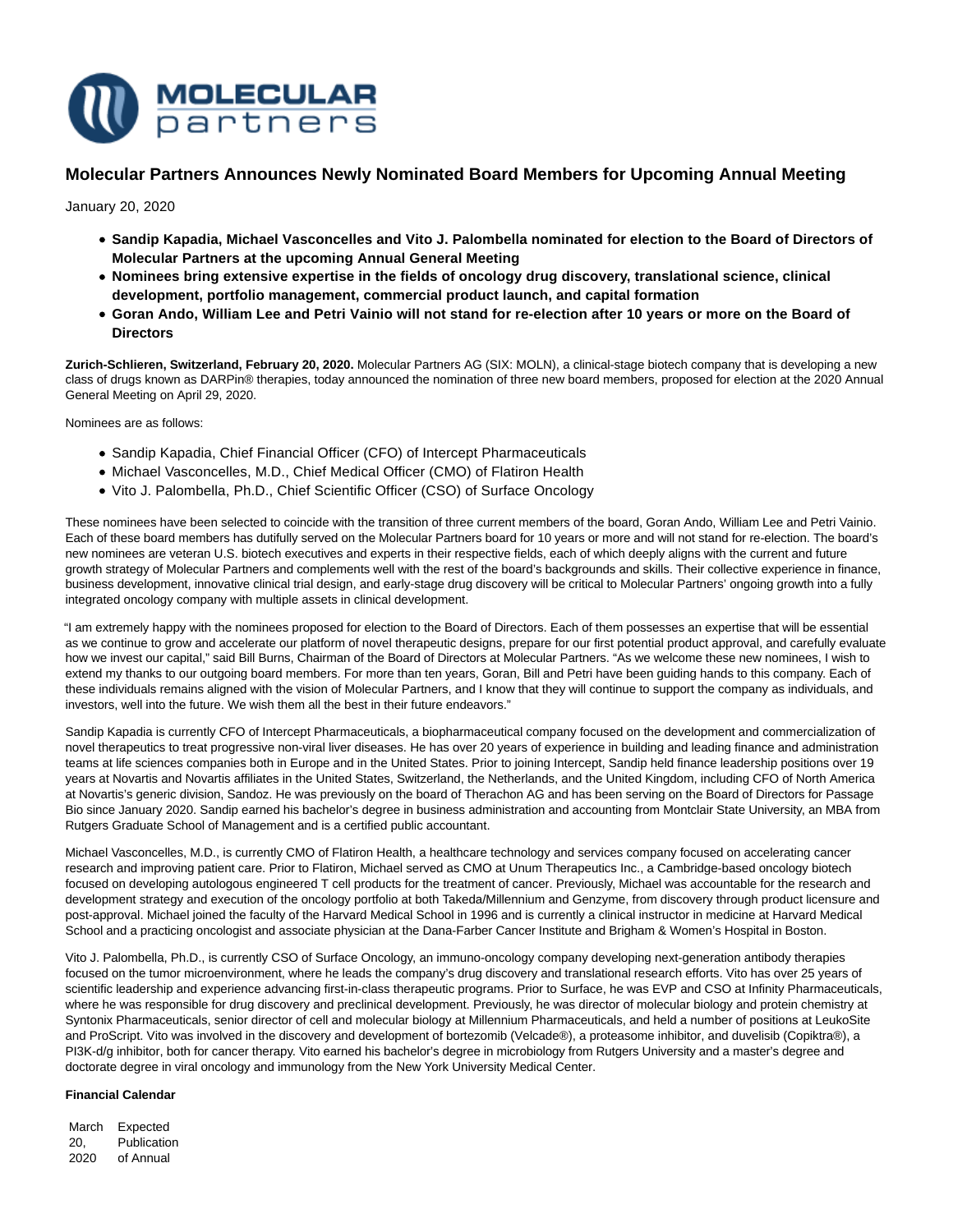MOLECULAR partners

# Molecular Partners Announces Newly Nominated Board Members for Upcoming Annual Meeting

January 20, 2020

- **Sandip Kapadia, Michael Vasconcelles and Vito J. Palombella nominated for election to the Board of Directors of Molecular Partners at the upcoming Annual General Meeting**
- **Nominees bring extensive expertise in the fields of oncology drug discovery, translational science, clinical development, portfolio management, commercial product launch, and capital formation**
- **Goran Ando, William Lee and Petri Vainio will not stand for re-election after 10 years or more on the Board of Directors**

**Zurich-Schlieren, Switzerland, February 20, 2020.** Molecular Partners AG (SIX: MOLN), a clinical-stage biotech company that is developing a new class of drugs known as DARPin® therapies, today announced the nomination of three new board members, proposed for election at the 2020 Annual General Meeting on April 29, 2020.

Nominees are as follows:

- Sandip Kapadia, Chief Financial Officer (CFO) of Intercept Pharmaceuticals
- Michael Vasconcelles, M.D., Chief Medical Officer (CMO) of Flatiron Health
- Vito J. Palombella, Ph.D., Chief Scientific Officer (CSO) of Surface Oncology

These nominees have been selected to coincide with the transition of three current members of the board, Goran Ando, William Lee and Petri Vainio. Each of these board members has dutifully served on the Molecular Partners board for 10 years or more and will not stand for re-election. The board's new nominees are veteran U.S. biotech executives and experts in their respective fields, each of which deeply aligns with the current and future growth strategy of Molecular Partners and complements well with the rest of the board's backgrounds and skills. Their collective experience in finance, business development, innovative clinical trial design, and early-stage drug discovery will be critical to Molecular Partners' ongoing growth into a fully integrated oncology company with multiple assets in clinical development.

"I am extremely happy with the nominees proposed for election to the Board of Directors. Each of them possesses an expertise that will be essential as we continue to grow and accelerate our platform of novel therapeutic designs, prepare for our first potential product approval, and carefully evaluate how we invest our capital," said Bill Burns, Chairman of the Board of Directors at Molecular Partners. "As we welcome these new nominees, I wish to extend my thanks to our outgoing board members. For more than ten years, Goran, Bill and Petri have been guiding hands to this company. Each of these individuals remains aligned with the vision of Molecular Partners, and I know that they will continue to support the company as individuals, and investors, well into the future. We wish them all the best in their future endeavors."

Sandip Kapadia is currently CFO of Intercept Pharmaceuticals, a biopharmaceutical company focused on the development and commercialization of novel therapeutics to treat progressive non-viral liver diseases. He has over 20 years of experience in building and leading finance and administration teams at life sciences companies both in Europe and in the United States. Prior to joining Intercept, Sandip held finance leadership positions over 19 years at Novartis and Novartis affiliates in the United States, Switzerland, the Netherlands, and the United Kingdom, including CFO of North America at Novartis's generic division, Sandoz. He was previously on the board of Therachon AG and has been serving on the Board of Directors for Passage Bio since January 2020. Sandip earned his bachelor's degree in business administration and accounting from Montclair State University, an MBA from Rutgers Graduate School of Management and is a certified public accountant.

Michael Vasconcelles, M.D., is currently CMO of Flatiron Health, a healthcare technology and services company focused on accelerating cancer research and improving patient care. Prior to Flatiron, Michael served as CMO at Unum Therapeutics Inc., a Cambridge-based oncology biotech focused on developing autologous engineered T cell products for the treatment of cancer. Previously, Michael was accountable for the research and development strategy and execution of the oncology portfolio at both Takeda/Millennium and Genzyme, from discovery through product licensure and post-approval. Michael joined the faculty of the Harvard Medical School in 1996 and is currently a clinical instructor in medicine at Harvard Medical School and a practicing oncologist and associate physician at the Dana-Farber Cancer Institute and Brigham & Women's Hospital in Boston.

Vito J. Palombella, Ph.D., is currently CSO of Surface Oncology, an immuno-oncology company developing next-generation antibody therapies focused on the tumor microenvironment, where he leads the company's drug discovery and translational research efforts. Vito has over 25 years of scientific leadership and experience advancing first-in-class therapeutic programs. Prior to Surface, he was EVP and CSO at Infinity Pharmaceuticals, where he was responsible for drug discovery and preclinical development. Previously, he was director of molecular biology and protein chemistry at Syntonix Pharmaceuticals, senior director of cell and molecular biology at Millennium Pharmaceuticals, and held a number of positions at LeukoSite and ProScript. Vito was involved in the discovery and development of bortezomib (Velcade®), a proteasome inhibitor, and duvelisib (Copiktra®), a PI3K-d/g inhibitor, both for cancer therapy. Vito earned his bachelor's degree in microbiology from Rutgers University and a master's degree and doctorate degree in viral oncology and immunology from the New York University Medical Center.

**Financial Calendar**

| | |
|---|---|
| March 20, 2020 | Expected Publication of Annual |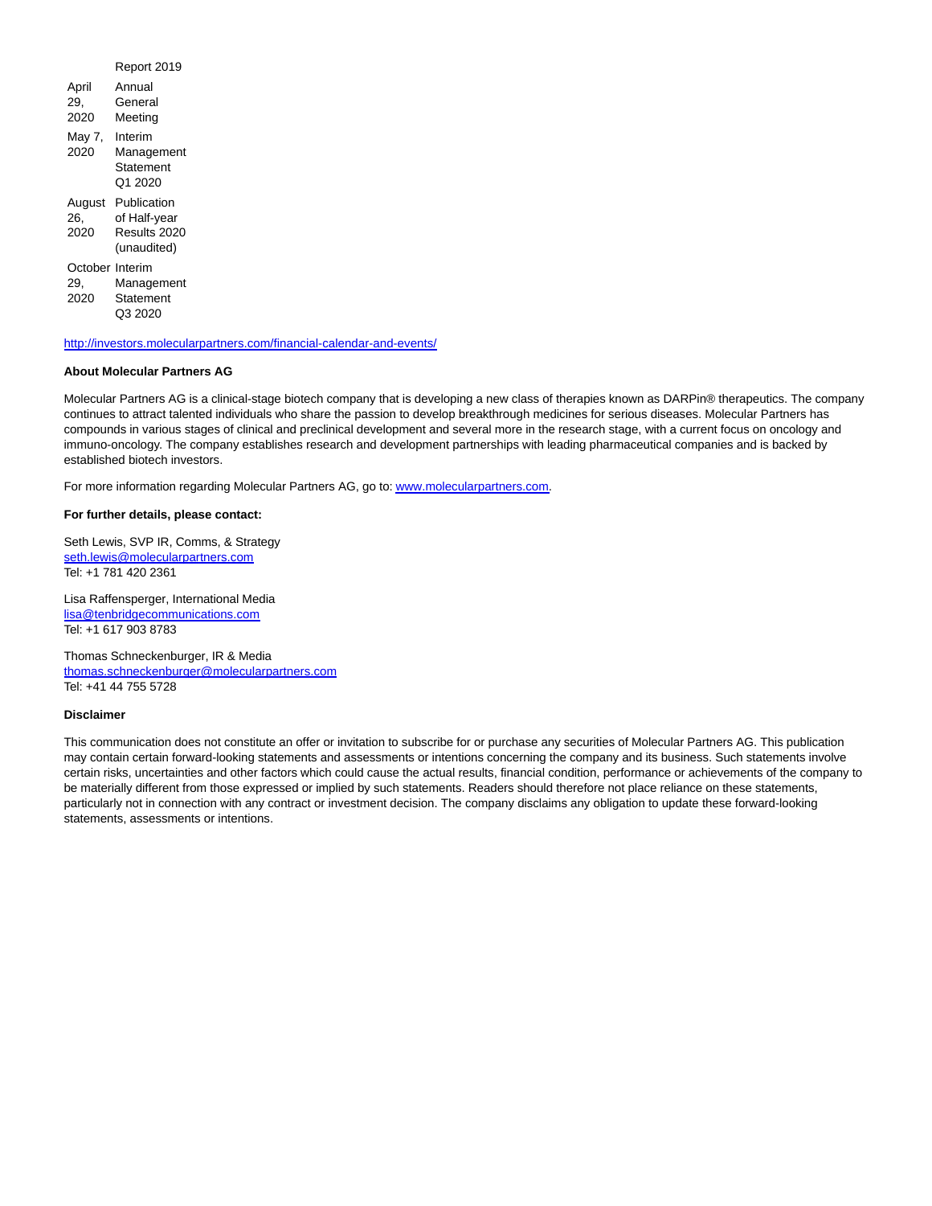| | |
|---|---|
| | Report 2019 |
| April 29, 2020 | Annual General Meeting |
| May 7, 2020 | Interim Management Statement Q1 2020 |
| August 26, 2020 | Publication of Half-year Results 2020 (unaudited) |
| October 29, 2020 | Interim Management Statement Q3 2020 |

http://investors.molecularpartners.com/financial-calendar-and-events/

**About Molecular Partners AG**

Molecular Partners AG is a clinical-stage biotech company that is developing a new class of therapies known as DARPin® therapeutics. The company continues to attract talented individuals who share the passion to develop breakthrough medicines for serious diseases. Molecular Partners has compounds in various stages of clinical and preclinical development and several more in the research stage, with a current focus on oncology and immuno-oncology. The company establishes research and development partnerships with leading pharmaceutical companies and is backed by established biotech investors.

For more information regarding Molecular Partners AG, go to: www.molecularpartners.com.

**For further details, please contact:**

Seth Lewis, SVP IR, Comms, & Strategy
seth.lewis@molecularpartners.com
Tel: +1 781 420 2361

Lisa Raffensperger, International Media
lisa@tenbridgecommunications.com
Tel: +1 617 903 8783

Thomas Schneckenburger, IR & Media
thomas.schneckenburger@molecularpartners.com
Tel: +41 44 755 5728

**Disclaimer**

This communication does not constitute an offer or invitation to subscribe for or purchase any securities of Molecular Partners AG. This publication may contain certain forward-looking statements and assessments or intentions concerning the company and its business. Such statements involve certain risks, uncertainties and other factors which could cause the actual results, financial condition, performance or achievements of the company to be materially different from those expressed or implied by such statements. Readers should therefore not place reliance on these statements, particularly not in connection with any contract or investment decision. The company disclaims any obligation to update these forward-looking statements, assessments or intentions.